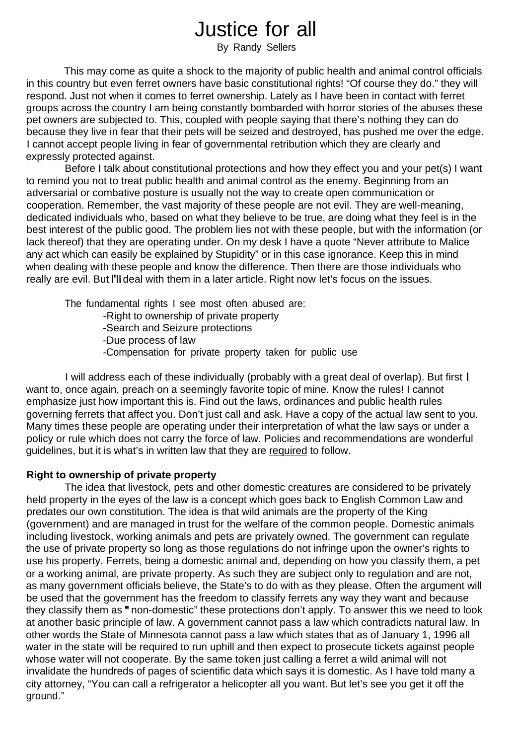# Justice for all

By Randy Sellers

This may come as quite a shock to the majority of public health and animal control officials in this country but even ferret owners have basic constitutional rights! "Of course they do." they will respond. Just not when it comes to ferret ownership. Lately as I have been in contact with ferret groups across the country I am being constantly bombarded with horror stories of the abuses these pet owners are subjected to. This, coupled with people saying that there's nothing they can do because they live in fear that their pets will be seized and destroyed, has pushed me over the edge. I cannot accept people living in fear of governmental retribution which they are clearly and expressly protected against.

Before I talk about constitutional protections and how they effect you and your pet(s) I want to remind you not to treat public health and animal control as the enemy. Beginning from an adversarial or combative posture is usually not the way to create open communication or cooperation. Remember, the vast majority of these people are not evil. They are well-meaning, dedicated individuals who, based on what they believe to be true, are doing what they feel is in the best interest of the public good. The problem lies not with these people, but with the information (or lack thereof) that they are operating under. On my desk I have a quote "Never attribute to Malice any act which can easily be explained by Stupidity" or in this case ignorance. Keep this in mind when dealing with these people and know the difference. Then there are those individuals who really are evil. But I'll deal with them in a later article. Right now let's focus on the issues.

The fundamental rights I see most often abused are:

- Right to ownership of private property
- Search and Seizure protections
- Due process of law
- Compensation for private property taken for public use

I will address each of these individually (probably with a great deal of overlap). But first I want to, once again, preach on a seemingly favorite topic of mine. Know the rules! I cannot emphasize just how important this is. Find out the laws, ordinances and public health rules governing ferrets that affect you. Don't just call and ask. Have a copy of the actual law sent to you. Many times these people are operating under their interpretation of what the law says or under a policy or rule which does not carry the force of law. Policies and recommendations are wonderful guidelines, but it is what's in written law that they are <u>required</u> to follow.

**Right to ownership of private property**

The idea that livestock, pets and other domestic creatures are considered to be privately held property in the eyes of the law is a concept which goes back to English Common Law and predates our own constitution. The idea is that wild animals are the property of the King (government) and are managed in trust for the welfare of the common people. Domestic animals including livestock, working animals and pets are privately owned. The government can regulate the use of private property so long as those regulations do not infringe upon the owner's rights to use his property. Ferrets, being a domestic animal and, depending on how you classify them, a pet or a working animal, are private property. As such they are subject only to regulation and are not, as many government officials believe, the State's to do with as they please. Often the argument will be used that the government has the freedom to classify ferrets any way they want and because they classify them as "non-domestic" these protections don't apply. To answer this we need to look at another basic principle of law. A government cannot pass a law which contradicts natural law. In other words the State of Minnesota cannot pass a law which states that as of January 1, 1996 all water in the state will be required to run uphill and then expect to prosecute tickets against people whose water will not cooperate. By the same token just calling a ferret a wild animal will not invalidate the hundreds of pages of scientific data which says it is domestic. As I have told many a city attorney, "You can call a refrigerator a helicopter all you want. But let's see you get it off the ground."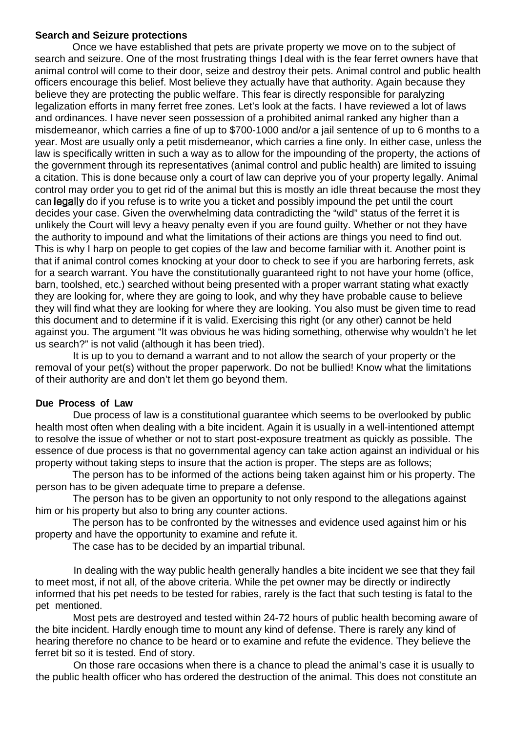**Search and Seizure protections**

Once we have established that pets are private property we move on to the subject of search and seizure. One of the most frustrating things I deal with is the fear ferret owners have that animal control will come to their door, seize and destroy their pets. Animal control and public health officers encourage this belief. Most believe they actually have that authority. Again because they believe they are protecting the public welfare. This fear is directly responsible for paralyzing legalization efforts in many ferret free zones. Let's look at the facts. I have reviewed a lot of laws and ordinances. I have never seen possession of a prohibited animal ranked any higher than a misdemeanor, which carries a fine of up to $700-1000 and/or a jail sentence of up to 6 months to a year. Most are usually only a petit misdemeanor, which carries a fine only. In either case, unless the law is specifically written in such a way as to allow for the impounding of the property, the actions of the government through its representatives (animal control and public health) are limited to issuing a citation. This is done because only a court of law can deprive you of your property legally. Animal control may order you to get rid of the animal but this is mostly an idle threat because the most they can <u>legally</u> do if you refuse is to write you a ticket and possibly impound the pet until the court decides your case. Given the overwhelming data contradicting the "wild" status of the ferret it is unlikely the Court will levy a heavy penalty even if you are found guilty. Whether or not they have the authority to impound and what the limitations of their actions are things you need to find out. This is why I harp on people to get copies of the law and become familiar with it. Another point is that if animal control comes knocking at your door to check to see if you are harboring ferrets, ask for a search warrant. You have the constitutionally guaranteed right to not have your home (office, barn, toolshed, etc.) searched without being presented with a proper warrant stating what exactly they are looking for, where they are going to look, and why they have probable cause to believe they will find what they are looking for where they are looking. You also must be given time to read this document and to determine if it is valid. Exercising this right (or any other) cannot be held against you. The argument "It was obvious he was hiding something, otherwise why wouldn't he let us search?" is not valid (although it has been tried).

It is up to you to demand a warrant and to not allow the search of your property or the removal of your pet(s) without the proper paperwork. Do not be bullied! Know what the limitations of their authority are and don't let them go beyond them.

**Due Process of Law**

Due process of law is a constitutional guarantee which seems to be overlooked by public health most often when dealing with a bite incident. Again it is usually in a well-intentioned attempt to resolve the issue of whether or not to start post-exposure treatment as quickly as possible. The essence of due process is that no governmental agency can take action against an individual or his property without taking steps to insure that the action is proper. The steps are as follows;

The person has to be informed of the actions being taken against him or his property. The person has to be given adequate time to prepare a defense.

The person has to be given an opportunity to not only respond to the allegations against him or his property but also to bring any counter actions.

The person has to be confronted by the witnesses and evidence used against him or his property and have the opportunity to examine and refute it.

The case has to be decided by an impartial tribunal.

In dealing with the way public health generally handles a bite incident we see that they fail to meet most, if not all, of the above criteria. While the pet owner may be directly or indirectly informed that his pet needs to be tested for rabies, rarely is the fact that such testing is fatal to the pet mentioned.

Most pets are destroyed and tested within 24-72 hours of public health becoming aware of the bite incident. Hardly enough time to mount any kind of defense. There is rarely any kind of hearing therefore no chance to be heard or to examine and refute the evidence. They believe the ferret bit so it is tested. End of story.

On those rare occasions when there is a chance to plead the animal's case it is usually to the public health officer who has ordered the destruction of the animal. This does not constitute an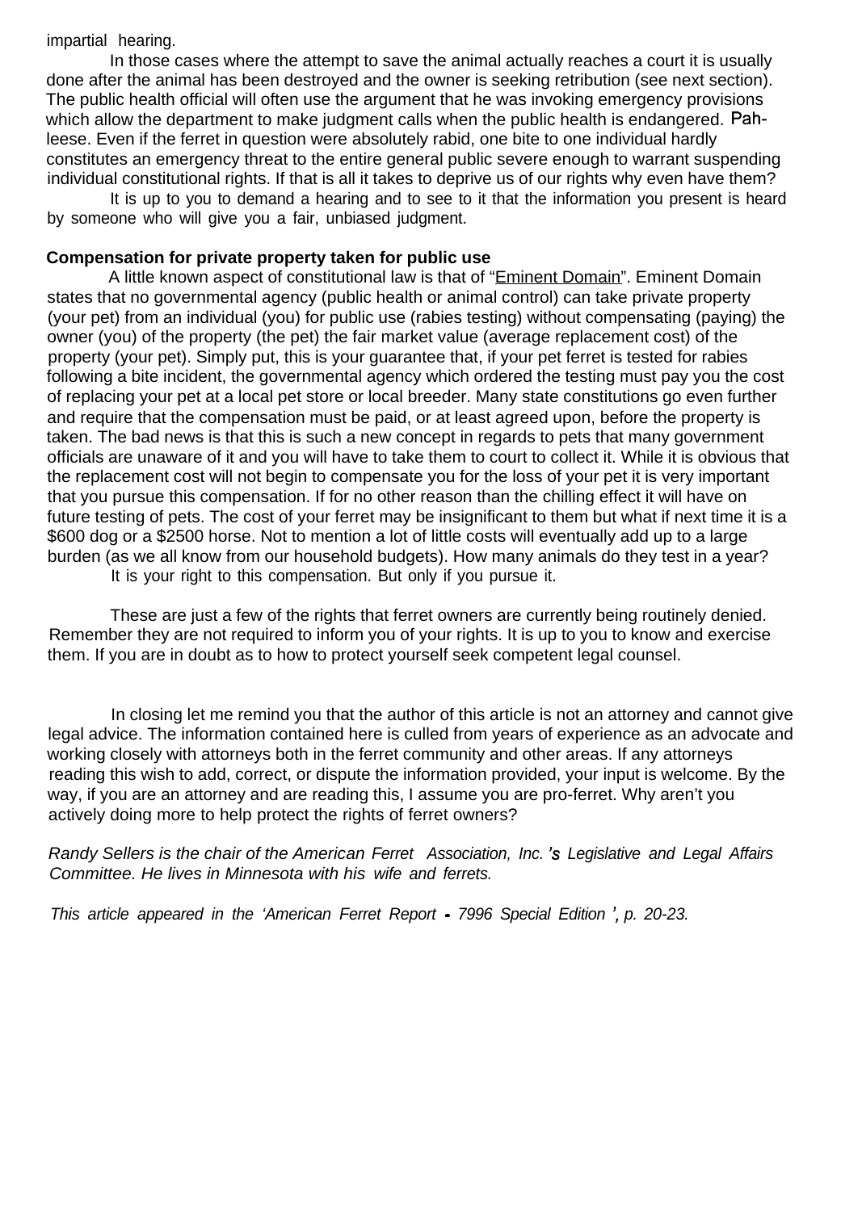impartial hearing.

In those cases where the attempt to save the animal actually reaches a court it is usually done after the animal has been destroyed and the owner is seeking retribution (see next section). The public health official will often use the argument that he was invoking emergency provisions which allow the department to make judgment calls when the public health is endangered. Pah-leese. Even if the ferret in question were absolutely rabid, one bite to one individual hardly constitutes an emergency threat to the entire general public severe enough to warrant suspending individual constitutional rights. If that is all it takes to deprive us of our rights why even have them?

It is up to you to demand a hearing and to see to it that the information you present is heard by someone who will give you a fair, unbiased judgment.

**Compensation for private property taken for public use**

A little known aspect of constitutional law is that of "Eminent Domain". Eminent Domain states that no governmental agency (public health or animal control) can take private property (your pet) from an individual (you) for public use (rabies testing) without compensating (paying) the owner (you) of the property (the pet) the fair market value (average replacement cost) of the property (your pet). Simply put, this is your guarantee that, if your pet ferret is tested for rabies following a bite incident, the governmental agency which ordered the testing must pay you the cost of replacing your pet at a local pet store or local breeder. Many state constitutions go even further and require that the compensation must be paid, or at least agreed upon, before the property is taken. The bad news is that this is such a new concept in regards to pets that many government officials are unaware of it and you will have to take them to court to collect it. While it is obvious that the replacement cost will not begin to compensate you for the loss of your pet it is very important that you pursue this compensation. If for no other reason than the chilling effect it will have on future testing of pets. The cost of your ferret may be insignificant to them but what if next time it is a $600 dog or a $2500 horse. Not to mention a lot of little costs will eventually add up to a large burden (as we all know from our household budgets). How many animals do they test in a year?

It is your right to this compensation. But only if you pursue it.

These are just a few of the rights that ferret owners are currently being routinely denied. Remember they are not required to inform you of your rights. It is up to you to know and exercise them. If you are in doubt as to how to protect yourself seek competent legal counsel.

In closing let me remind you that the author of this article is not an attorney and cannot give legal advice. The information contained here is culled from years of experience as an advocate and working closely with attorneys both in the ferret community and other areas. If any attorneys reading this wish to add, correct, or dispute the information provided, your input is welcome. By the way, if you are an attorney and are reading this, I assume you are pro-ferret. Why aren't you actively doing more to help protect the rights of ferret owners?

*Randy Sellers is the chair of the American Ferret Association, Inc.'s Legislative and Legal Affairs Committee. He lives in Minnesota with his wife and ferrets.*

*This article appeared in the 'American Ferret Report - 7996 Special Edition', p. 20-23.*